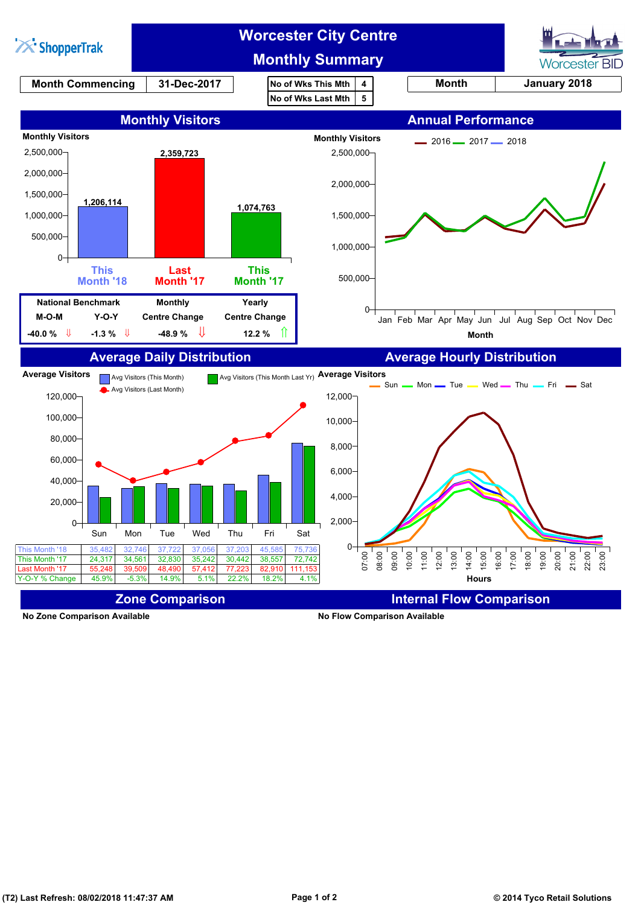# Worcester City Centre Monthly Summary

| Month Commencing | 31-Dec-2017 |
|---|---|

| No of Wks This Mth | 4 |
|---|---|
| No of Wks Last Mth | 5 |

| Month | January 2018 |
|---|---|

## Monthly Visitors

| | Monthly Visitors |
|---|---|
| This Month '18 | 1,206,114 |
| Last Month '17 | 2,359,723 |
| This Month '17 | 1,074,763 |

| National Benchmark M-O-M | National Benchmark Y-O-Y | Monthly Centre Change | Yearly Centre Change |
|---|---|---|---|
| -40.0 % ⇩ | -1.3 % ⇩ | -48.9 % ⇩ | 12.2 % ⇧ |

## Annual Performance

Monthly Visitors (2016, 2017, 2018) by Month

## Average Daily Distribution

| | Sun | Mon | Tue | Wed | Thu | Fri | Sat |
|---|---|---|---|---|---|---|---|
| This Month '18 | 35,482 | 32,746 | 37,722 | 37,056 | 37,203 | 45,585 | 75,736 |
| This Month '17 | 24,317 | 34,561 | 32,830 | 35,242 | 30,442 | 38,557 | 72,742 |
| Last Month '17 | 55,248 | 39,509 | 48,490 | 57,412 | 77,223 | 82,910 | 111,153 |
| Y-O-Y % Change | 45.9% | -5.3% | 14.9% | 5.1% | 22.2% | 18.2% | 4.1% |

## Average Hourly Distribution

Average Visitors by Hours (Sun, Mon, Tue, Wed, Thu, Fri, Sat)

## Zone Comparison

No Zone Comparison Available

## Internal Flow Comparison

No Flow Comparison Available

(T2) Last Refresh: 08/02/2018 11:47:37 AM

© 2014 Tyco Retail Solutions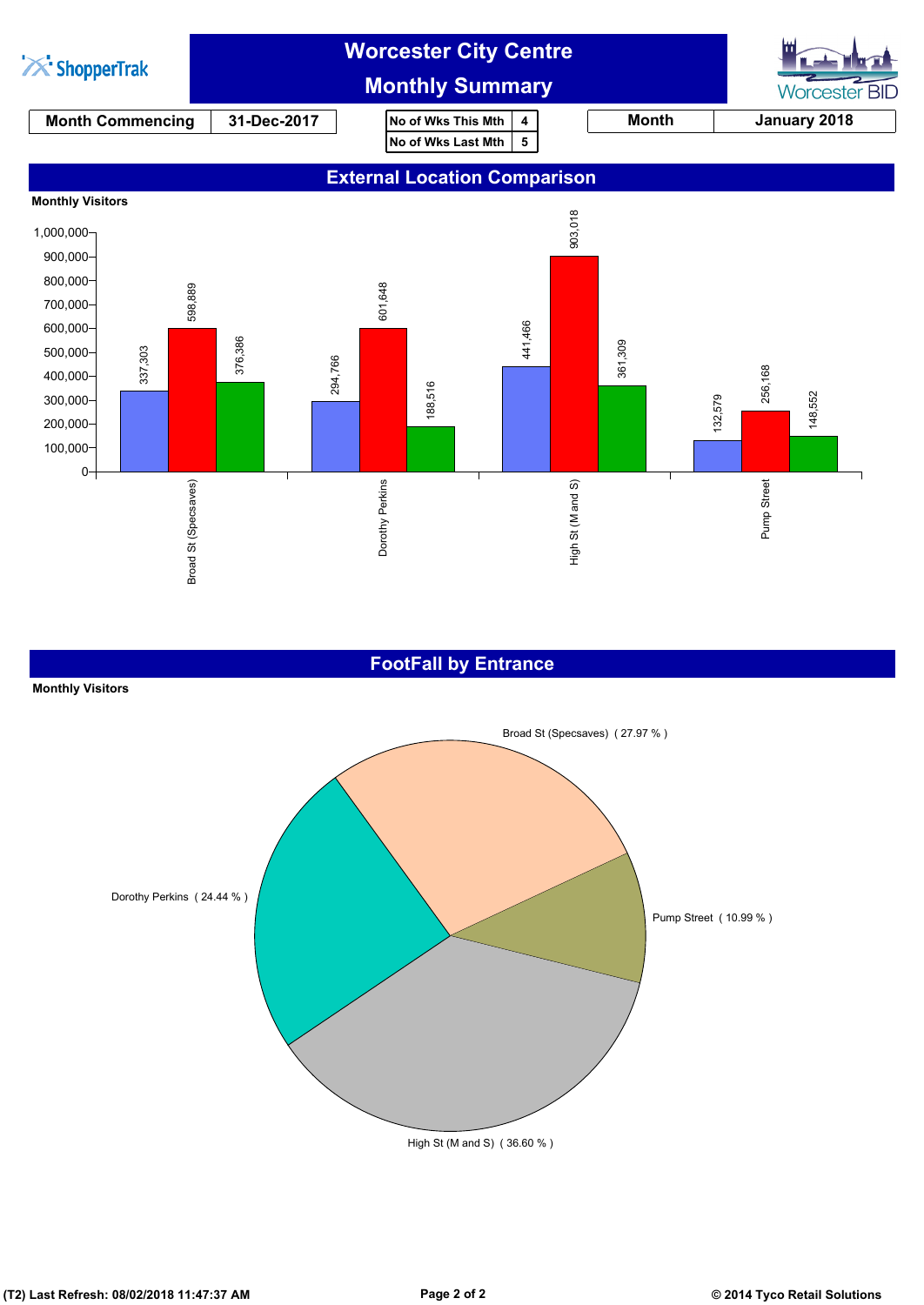# Worcester City Centre Monthly Summary

| Month Commencing | 31-Dec-2017 |
| --- | --- |

| No of Wks This Mth | 4 |
| --- | --- |
| No of Wks Last Mth | 5 |

| Month | January 2018 |
| --- | --- |

## External Location Comparison

**Monthly Visitors**

| Location | Blue | Red | Green |
| --- | --- | --- | --- |
| Broad St (Specsaves) | 337,303 | 598,889 | 376,386 |
| Dorothy Perkins | 294,766 | 601,648 | 188,516 |
| High St (M and S) | 441,466 | 903,018 | 361,309 |
| Pump Street | 132,579 | 256,168 | 148,552 |

## FootFall by Entrance

**Monthly Visitors**

- Broad St (Specsaves) ( 27.97 % )
- Pump Street ( 10.99 % )
- High St (M and S) ( 36.60 % )
- Dorothy Perkins ( 24.44 % )

(T2) Last Refresh: 08/02/2018 11:47:37 AM

© 2014 Tyco Retail Solutions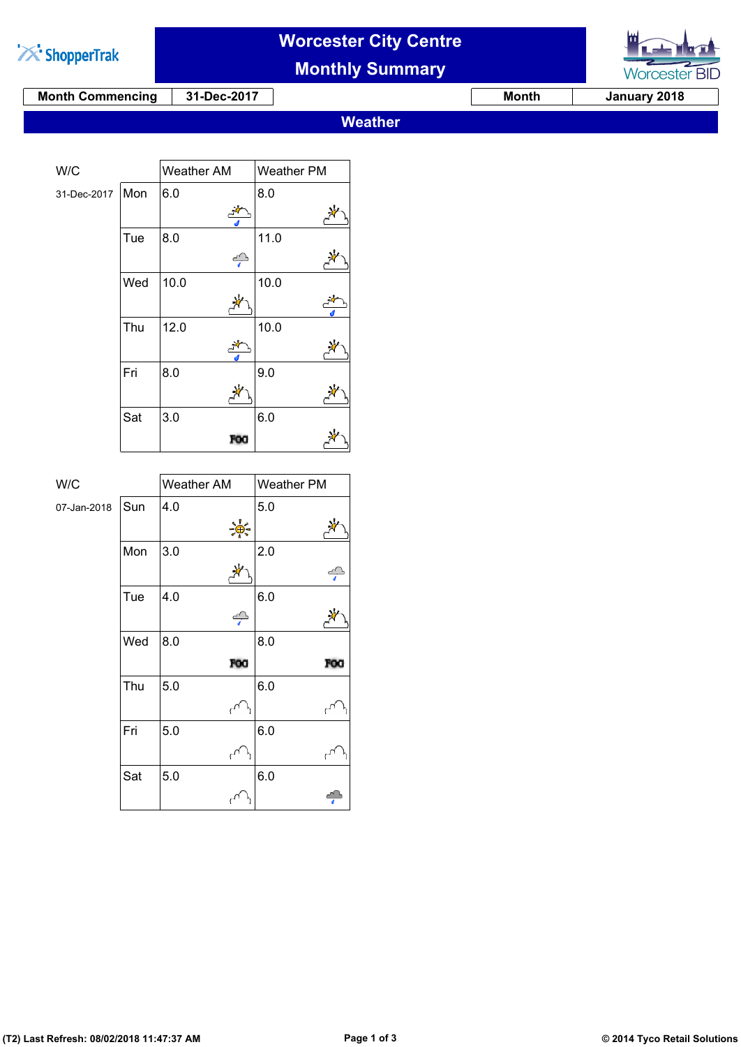# Worcester City Centre
## Monthly Summary

| Month Commencing | 31-Dec-2017 | Month | January 2018 |
|---|---|---|---|

## Weather

| W/C | | Weather AM | Weather PM |
|---|---|---|---|
| 31-Dec-2017 | Mon | 6.0 | 8.0 |
| | Tue | 8.0 | 11.0 |
| | Wed | 10.0 | 10.0 |
| | Thu | 12.0 | 10.0 |
| | Fri | 8.0 | 9.0 |
| | Sat | 3.0 FOG | 6.0 |

| W/C | | Weather AM | Weather PM |
|---|---|---|---|
| 07-Jan-2018 | Sun | 4.0 | 5.0 |
| | Mon | 3.0 | 2.0 |
| | Tue | 4.0 | 6.0 |
| | Wed | 8.0 FOG | 8.0 FOG |
| | Thu | 5.0 | 6.0 |
| | Fri | 5.0 | 6.0 |
| | Sat | 5.0 | 6.0 |

(T2) Last Refresh: 08/02/2018 11:47:37 AM

© 2014 Tyco Retail Solutions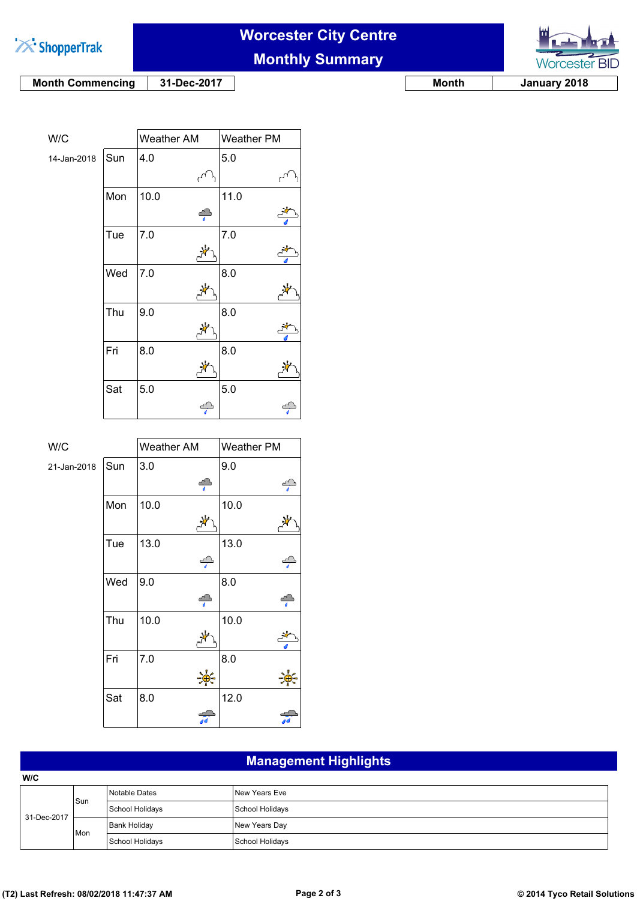# Worcester City Centre Monthly Summary

| Month Commencing | 31-Dec-2017 |
|---|---|

| Month | January 2018 |
|---|---|

| W/C | | Weather AM | Weather PM |
|---|---|---|---|
| 14-Jan-2018 | Sun | 4.0 | 5.0 |
| | Mon | 10.0 | 11.0 |
| | Tue | 7.0 | 7.0 |
| | Wed | 7.0 | 8.0 |
| | Thu | 9.0 | 8.0 |
| | Fri | 8.0 | 8.0 |
| | Sat | 5.0 | 5.0 |

| W/C | | Weather AM | Weather PM |
|---|---|---|---|
| 21-Jan-2018 | Sun | 3.0 | 9.0 |
| | Mon | 10.0 | 10.0 |
| | Tue | 13.0 | 13.0 |
| | Wed | 9.0 | 8.0 |
| | Thu | 10.0 | 10.0 |
| | Fri | 7.0 | 8.0 |
| | Sat | 8.0 | 12.0 |

## Management Highlights

| W/C | | | |
|---|---|---|---|
| 31-Dec-2017 | Sun | Notable Dates | New Years Eve |
| | | School Holidays | School Holidays |
| | Mon | Bank Holiday | New Years Day |
| | | School Holidays | School Holidays |

(T2) Last Refresh: 08/02/2018 11:47:37 AM

© 2014 Tyco Retail Solutions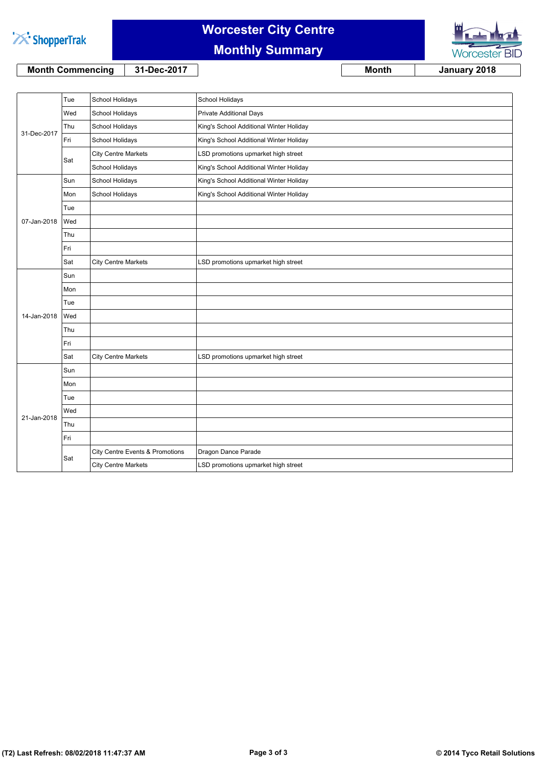# Worcester City Centre
# Monthly Summary

| Month Commencing | 31-Dec-2017 | Month | January 2018 |
|---|---|---|---|

| | | | |
|---|---|---|---|
| 31-Dec-2017 | Tue | School Holidays | School Holidays |
| | Wed | School Holidays | Private Additional Days |
| | Thu | School Holidays | King's School Additional Winter Holiday |
| | Fri | School Holidays | King's School Additional Winter Holiday |
| | Sat | City Centre Markets | LSD promotions upmarket high street |
| | | School Holidays | King's School Additional Winter Holiday |
| 07-Jan-2018 | Sun | School Holidays | King's School Additional Winter Holiday |
| | Mon | School Holidays | King's School Additional Winter Holiday |
| | Tue | | |
| | Wed | | |
| | Thu | | |
| | Fri | | |
| | Sat | City Centre Markets | LSD promotions upmarket high street |
| 14-Jan-2018 | Sun | | |
| | Mon | | |
| | Tue | | |
| | Wed | | |
| | Thu | | |
| | Fri | | |
| | Sat | City Centre Markets | LSD promotions upmarket high street |
| 21-Jan-2018 | Sun | | |
| | Mon | | |
| | Tue | | |
| | Wed | | |
| | Thu | | |
| | Fri | | |
| | Sat | City Centre Events & Promotions | Dragon Dance Parade |
| | | City Centre Markets | LSD promotions upmarket high street |

(T2) Last Refresh: 08/02/2018 11:47:37 AM

© 2014 Tyco Retail Solutions